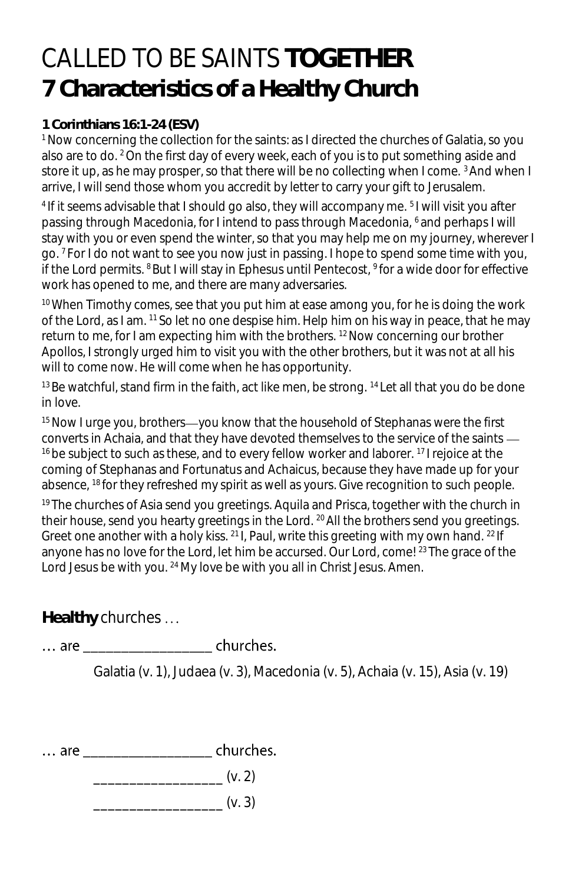# CALLED TO BE SAINTS **TOGETHER**
# 7 Characteristics of a Healthy Church

**1 Corinthians 16:1-24 (ESV)**

[1] Now concerning the collection for the saints: as I directed the churches of Galatia, so you also are to do. [2] On the first day of every week, each of you is to put something aside and store it up, as he may prosper, so that there will be no collecting when I come. [3] And when I arrive, I will send those whom you accredit by letter to carry your gift to Jerusalem.

[4] If it seems advisable that I should go also, they will accompany me. [5] I will visit you after passing through Macedonia, for I intend to pass through Macedonia, [6] and perhaps I will stay with you or even spend the winter, so that you may help me on my journey, wherever I go. [7] For I do not want to see you now just in passing. I hope to spend some time with you, if the Lord permits. [8] But I will stay in Ephesus until Pentecost, [9] for a wide door for effective work has opened to me, and there are many adversaries.

[10] When Timothy comes, see that you put him at ease among you, for he is doing the work of the Lord, as I am. [11] So let no one despise him. Help him on his way in peace, that he may return to me, for I am expecting him with the brothers. [12] Now concerning our brother Apollos, I strongly urged him to visit you with the other brothers, but it was not at all his will to come now. He will come when he has opportunity.

[13] Be watchful, stand firm in the faith, act like men, be strong. [14] Let all that you do be done in love.

[15] Now I urge you, brothers—you know that the household of Stephanas were the first converts in Achaia, and that they have devoted themselves to the service of the saints — [16] be subject to such as these, and to every fellow worker and laborer. [17] I rejoice at the coming of Stephanas and Fortunatus and Achaicus, because they have made up for your absence, [18] for they refreshed my spirit as well as yours. Give recognition to such people.

[19] The churches of Asia send you greetings. Aquila and Prisca, together with the church in their house, send you hearty greetings in the Lord. [20] All the brothers send you greetings. Greet one another with a holy kiss. [21] I, Paul, write this greeting with my own hand. [22] If anyone has no love for the Lord, let him be accursed. Our Lord, come! [23] The grace of the Lord Jesus be with you. [24] My love be with you all in Christ Jesus. Amen.

## **Healthy** churches …

… are __________________ churches.

Galatia (v. 1), Judaea (v. 3), Macedonia (v. 5), Achaia (v. 15), Asia (v. 19)

… are __________________ churches.

__________________ (v. 2)

__________________ (v. 3)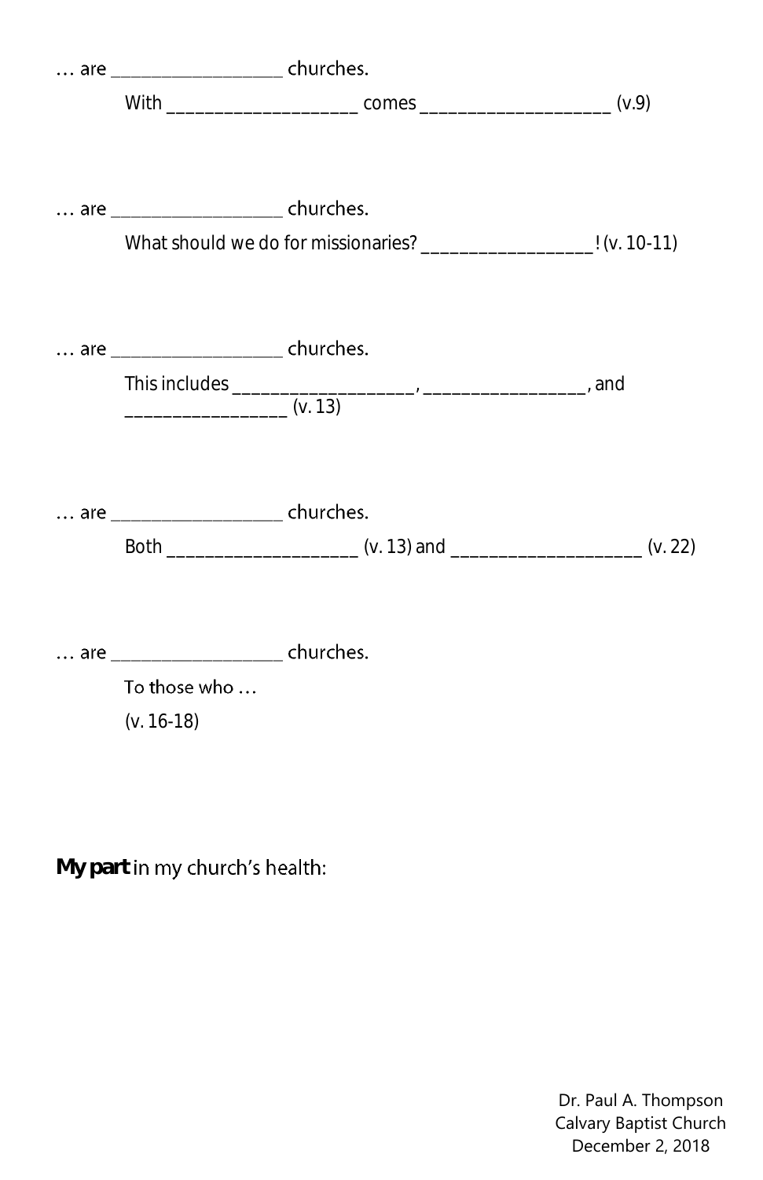… are __________________ churches.

With ____________________ comes ____________________ (v.9)

… are __________________ churches.

What should we do for missionaries? __________________! (v. 10-11)

… are __________________ churches.

This includes ___________________, _________________, and _________________ (v. 13)

… are __________________ churches.

Both ____________________ (v. 13) and ____________________ (v. 22)

… are __________________ churches.

To those who …

(v. 16-18)

**My part** in my church's health:

Dr. Paul A. Thompson
Calvary Baptist Church
December 2, 2018